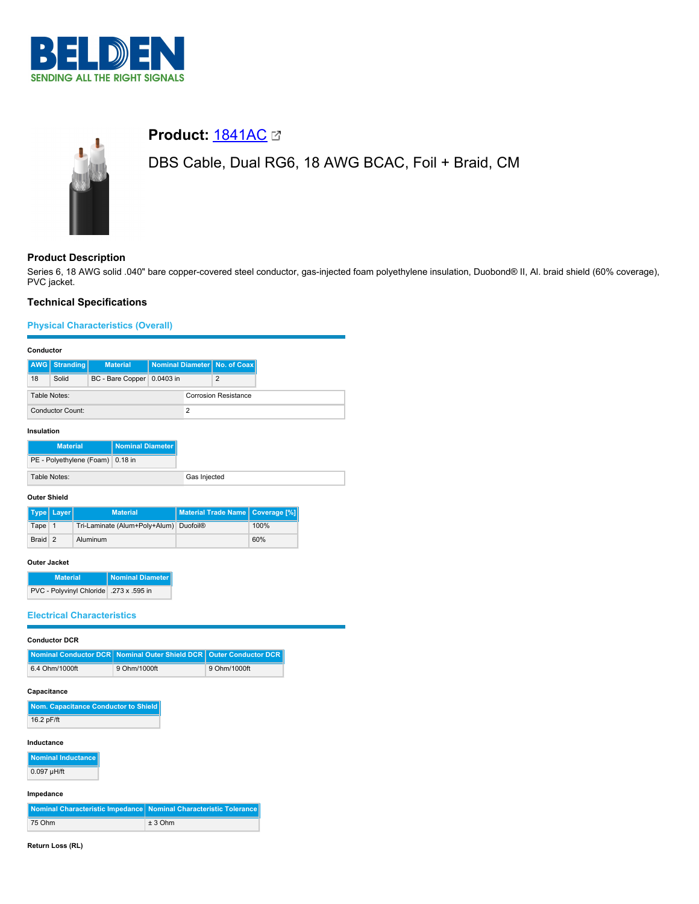BELDEN
SENDING ALL THE RIGHT SIGNALS

# Product: 1841AC

DBS Cable, Dual RG6, 18 AWG BCAC, Foil + Braid, CM

## Product Description

Series 6, 18 AWG solid .040" bare copper-covered steel conductor, gas-injected foam polyethylene insulation, Duobond® II, Al. braid shield (60% coverage), PVC jacket.

## Technical Specifications

### Physical Characteristics (Overall)

**Conductor**

| AWG | Stranding | Material | Nominal Diameter | No. of Coax |
|---|---|---|---|---|
| 18 | Solid | BC - Bare Copper | 0.0403 in | 2 |

| | |
|---|---|
| Table Notes: | Corrosion Resistance |
| Conductor Count: | 2 |

**Insulation**

| Material | Nominal Diameter |
|---|---|
| PE - Polyethylene (Foam) | 0.18 in |

| | |
|---|---|
| Table Notes: | Gas Injected |

**Outer Shield**

| Type | Layer | Material | Material Trade Name | Coverage [%] |
|---|---|---|---|---|
| Tape | 1 | Tri-Laminate (Alum+Poly+Alum) | Duofoil® | 100% |
| Braid | 2 | Aluminum | | 60% |

**Outer Jacket**

| Material | Nominal Diameter |
|---|---|
| PVC - Polyvinyl Chloride | .273 x .595 in |

### Electrical Characteristics

**Conductor DCR**

| Nominal Conductor DCR | Nominal Outer Shield DCR | Outer Conductor DCR |
|---|---|---|
| 6.4 Ohm/1000ft | 9 Ohm/1000ft | 9 Ohm/1000ft |

**Capacitance**

| Nom. Capacitance Conductor to Shield |
|---|
| 16.2 pF/ft |

**Inductance**

| Nominal Inductance |
|---|
| 0.097 µH/ft |

**Impedance**

| Nominal Characteristic Impedance | Nominal Characteristic Tolerance |
|---|---|
| 75 Ohm | ± 3 Ohm |

**Return Loss (RL)**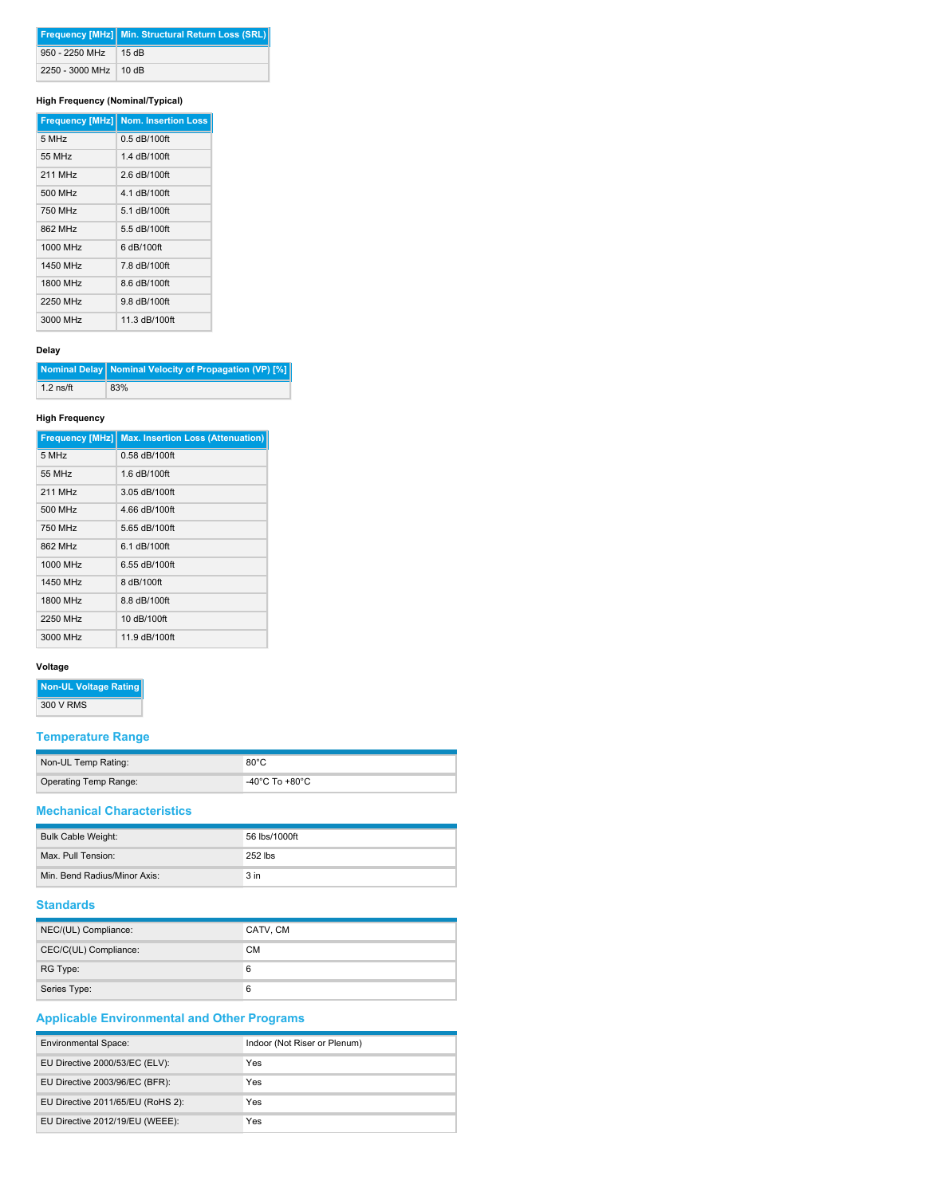| Frequency [MHz] | Min. Structural Return Loss (SRL) |
|---|---|
| 950 - 2250 MHz | 15 dB |
| 2250 - 3000 MHz | 10 dB |

#### High Frequency (Nominal/Typical)

| Frequency [MHz] | Nom. Insertion Loss |
|---|---|
| 5 MHz | 0.5 dB/100ft |
| 55 MHz | 1.4 dB/100ft |
| 211 MHz | 2.6 dB/100ft |
| 500 MHz | 4.1 dB/100ft |
| 750 MHz | 5.1 dB/100ft |
| 862 MHz | 5.5 dB/100ft |
| 1000 MHz | 6 dB/100ft |
| 1450 MHz | 7.8 dB/100ft |
| 1800 MHz | 8.6 dB/100ft |
| 2250 MHz | 9.8 dB/100ft |
| 3000 MHz | 11.3 dB/100ft |

#### Delay

| Nominal Delay | Nominal Velocity of Propagation (VP) [%] |
|---|---|
| 1.2 ns/ft | 83% |

#### High Frequency

| Frequency [MHz] | Max. Insertion Loss (Attenuation) |
|---|---|
| 5 MHz | 0.58 dB/100ft |
| 55 MHz | 1.6 dB/100ft |
| 211 MHz | 3.05 dB/100ft |
| 500 MHz | 4.66 dB/100ft |
| 750 MHz | 5.65 dB/100ft |
| 862 MHz | 6.1 dB/100ft |
| 1000 MHz | 6.55 dB/100ft |
| 1450 MHz | 8 dB/100ft |
| 1800 MHz | 8.8 dB/100ft |
| 2250 MHz | 10 dB/100ft |
| 3000 MHz | 11.9 dB/100ft |

#### Voltage

| Non-UL Voltage Rating |
|---|
| 300 V RMS |

## Temperature Range

| | |
|---|---|
| Non-UL Temp Rating: | 80°C |
| Operating Temp Range: | -40°C To +80°C |

## Mechanical Characteristics

| | |
|---|---|
| Bulk Cable Weight: | 56 lbs/1000ft |
| Max. Pull Tension: | 252 lbs |
| Min. Bend Radius/Minor Axis: | 3 in |

## Standards

| | |
|---|---|
| NEC/(UL) Compliance: | CATV, CM |
| CEC/C(UL) Compliance: | CM |
| RG Type: | 6 |
| Series Type: | 6 |

## Applicable Environmental and Other Programs

| | |
|---|---|
| Environmental Space: | Indoor (Not Riser or Plenum) |
| EU Directive 2000/53/EC (ELV): | Yes |
| EU Directive 2003/96/EC (BFR): | Yes |
| EU Directive 2011/65/EU (RoHS 2): | Yes |
| EU Directive 2012/19/EU (WEEE): | Yes |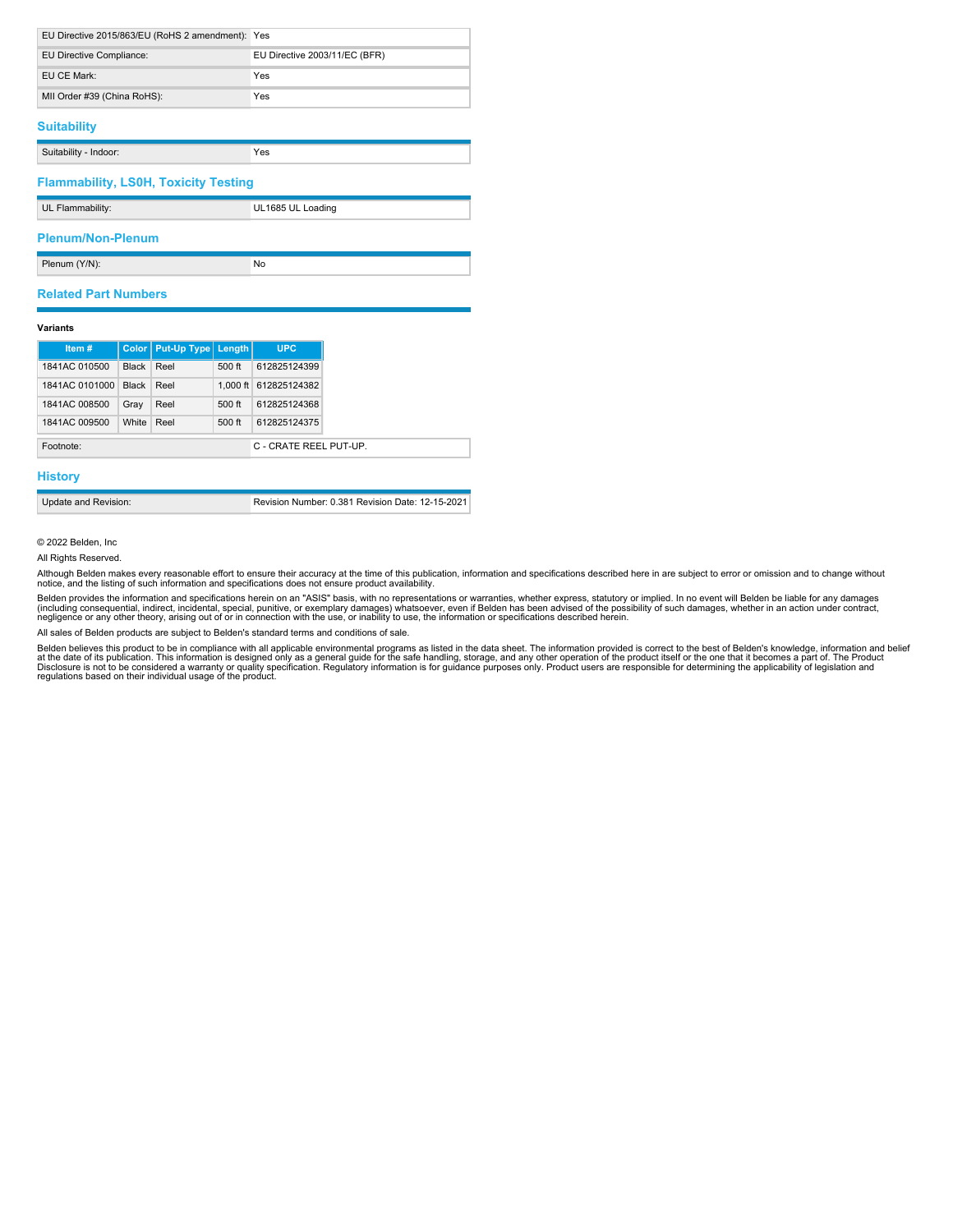| | |
|---|---|
| EU Directive 2015/863/EU (RoHS 2 amendment): | Yes |
| EU Directive Compliance: | EU Directive 2003/11/EC (BFR) |
| EU CE Mark: | Yes |
| MII Order #39 (China RoHS): | Yes |

## Suitability

| | |
|---|---|
| Suitability - Indoor: | Yes |

## Flammability, LS0H, Toxicity Testing

| | |
|---|---|
| UL Flammability: | UL1685 UL Loading |

## Plenum/Non-Plenum

| | |
|---|---|
| Plenum (Y/N): | No |

## Related Part Numbers

**Variants**

| Item # | Color | Put-Up Type | Length | UPC |
|---|---|---|---|---|
| 1841AC 010500 | Black | Reel | 500 ft | 612825124399 |
| 1841AC 0101000 | Black | Reel | 1,000 ft | 612825124382 |
| 1841AC 008500 | Gray | Reel | 500 ft | 612825124368 |
| 1841AC 009500 | White | Reel | 500 ft | 612825124375 |

| | |
|---|---|
| Footnote: | C - CRATE REEL PUT-UP. |

## History

| | |
|---|---|
| Update and Revision: | Revision Number: 0.381 Revision Date: 12-15-2021 |

© 2022 Belden, Inc

All Rights Reserved.

Although Belden makes every reasonable effort to ensure their accuracy at the time of this publication, information and specifications described here in are subject to error or omission and to change without notice, and the listing of such information and specifications does not ensure product availability.

Belden provides the information and specifications herein on an "ASIS" basis, with no representations or warranties, whether express, statutory or implied. In no event will Belden be liable for any damages (including consequential, indirect, incidental, special, punitive, or exemplary damages) whatsoever, even if Belden has been advised of the possibility of such damages, whether in an action under contract, negligence or any other theory, arising out of or in connection with the use, or inability to use, the information or specifications described herein.

All sales of Belden products are subject to Belden's standard terms and conditions of sale.

Belden believes this product to be in compliance with all applicable environmental programs as listed in the data sheet. The information provided is correct to the best of Belden's knowledge, information and belief at the date of its publication. This information is designed only as a general guide for the safe handling, storage, and any other operation of the product itself or the one that it becomes a part of. The Product Disclosure is not to be considered a warranty or quality specification. Regulatory information is for guidance purposes only. Product users are responsible for determining the applicability of legislation and regulations based on their individual usage of the product.